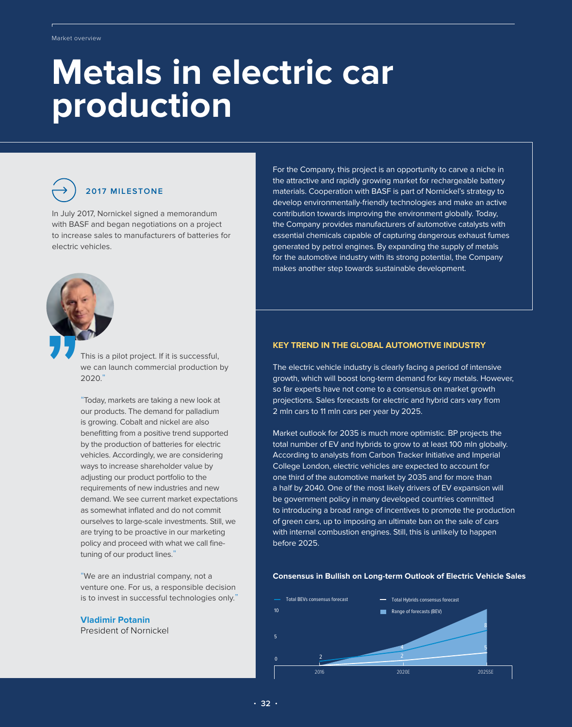Market overview

# Metals in electric car production

### 2017 MILESTONE

In July 2017, Nornickel signed a memorandum with BASF and began negotiations on a project to increase sales to manufacturers of batteries for electric vehicles.

This is a pilot project. If it is successful, we can launch commercial production by 2020."

"Today, markets are taking a new look at our products. The demand for palladium is growing. Cobalt and nickel are also benefitting from a positive trend supported by the production of batteries for electric vehicles. Accordingly, we are considering ways to increase shareholder value by adjusting our product portfolio to the requirements of new industries and new demand. We see current market expectations as somewhat inflated and do not commit ourselves to large-scale investments. Still, we are trying to be proactive in our marketing policy and proceed with what we call fine-tuning of our product lines."

"We are an industrial company, not a venture one. For us, a responsible decision is to invest in successful technologies only."

**Vladimir Potanin**
President of Nornickel

For the Company, this project is an opportunity to carve a niche in the attractive and rapidly growing market for rechargeable battery materials. Cooperation with BASF is part of Nornickel's strategy to develop environmentally-friendly technologies and make an active contribution towards improving the environment globally. Today, the Company provides manufacturers of automotive catalysts with essential chemicals capable of capturing dangerous exhaust fumes generated by petrol engines. By expanding the supply of metals for the automotive industry with its strong potential, the Company makes another step towards sustainable development.

### KEY TREND IN THE GLOBAL AUTOMOTIVE INDUSTRY

The electric vehicle industry is clearly facing a period of intensive growth, which will boost long-term demand for key metals. However, so far experts have not come to a consensus on market growth projections. Sales forecasts for electric and hybrid cars vary from 2 mln cars to 11 mln cars per year by 2025.

Market outlook for 2035 is much more optimistic. BP projects the total number of EV and hybrids to grow to at least 100 mln globally. According to analysts from Carbon Tracker Initiative and Imperial College London, electric vehicles are expected to account for one third of the automotive market by 2035 and for more than a half by 2040. One of the most likely drivers of EV expansion will be government policy in many developed countries committed to introducing a broad range of incentives to promote the production of green cars, up to imposing an ultimate ban on the sale of cars with internal combustion engines. Still, this is unlikely to happen before 2025.

**Consensus in Bullish on Long-term Outlook of Electric Vehicle Sales**

| | 2016 | 2020E | 2025SE |
|---|---|---|---|
| Total BEVs consensus forecast | 2 | 4 | 8 |
| Total Hybrids consensus forecast | | 2 | 5 |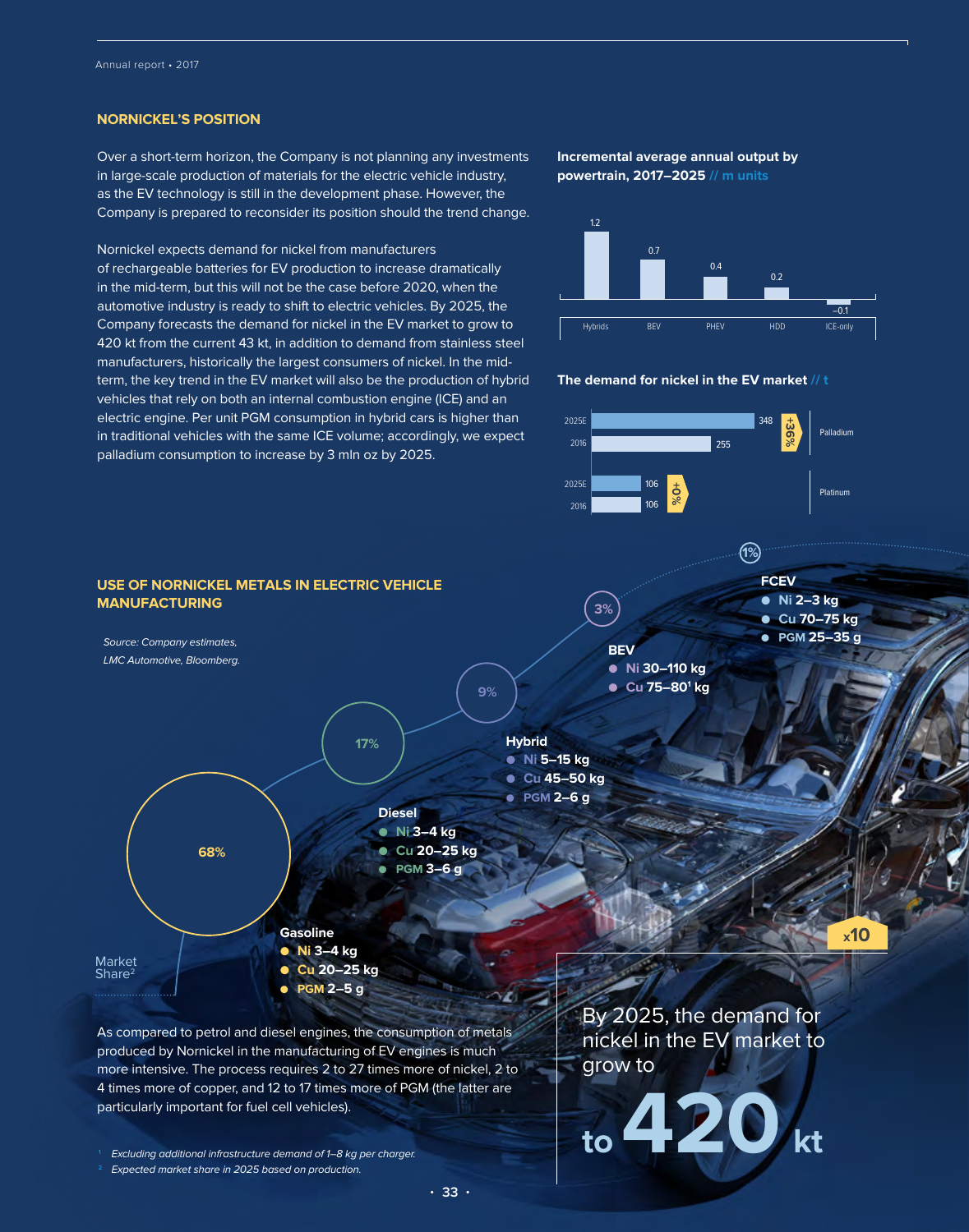## NORNICKEL'S POSITION

Over a short-term horizon, the Company is not planning any investments in large-scale production of materials for the electric vehicle industry, as the EV technology is still in the development phase. However, the Company is prepared to reconsider its position should the trend change.

Nornickel expects demand for nickel from manufacturers of rechargeable batteries for EV production to increase dramatically in the mid-term, but this will not be the case before 2020, when the automotive industry is ready to shift to electric vehicles. By 2025, the Company forecasts the demand for nickel in the EV market to grow to 420 kt from the current 43 kt, in addition to demand from stainless steel manufacturers, historically the largest consumers of nickel. In the mid-term, the key trend in the EV market will also be the production of hybrid vehicles that rely on both an internal combustion engine (ICE) and an electric engine. Per unit PGM consumption in hybrid cars is higher than in traditional vehicles with the same ICE volume; accordingly, we expect palladium consumption to increase by 3 mln oz by 2025.

**Incremental average annual output by powertrain, 2017–2025 // m units**

1.2
0.7
0.4
0.2
–0.1
Hybrids
BEV
PHEV
HDD
ICE-only

**The demand for nickel in the EV market // t**

Palladium
2025E
348
2016
255
+36%

Platinum
2025E
106
2016
106
+0%

## USE OF NORNICKEL METALS IN ELECTRIC VEHICLE MANUFACTURING

*Source: Company estimates, LMC Automotive, Bloomberg.*

Market Share[2]

68%
**Gasoline**
- Ni 3–4 kg
- Cu 20–25 kg
- PGM 2–5 g

17%
**Diesel**
- Ni 3–4 kg
- Cu 20–25 kg
- PGM 3–6 g

9%
**Hybrid**
- Ni 5–15 kg
- Cu 45–50 kg
- PGM 2–6 g

3%
**BEV**
- Ni 30–110 kg
- Cu 75–80[1] kg

1%
**FCEV**
- Ni 2–3 kg
- Cu 70–75 kg
- PGM 25–35 g

As compared to petrol and diesel engines, the consumption of metals produced by Nornickel in the manufacturing of EV engines is much more intensive. The process requires 2 to 27 times more of nickel, 2 to 4 times more of copper, and 12 to 17 times more of PGM (the latter are particularly important for fuel cell vehicles).

x10

By 2025, the demand for nickel in the EV market to grow to

**to 420 kt**

[1] *Excluding additional infrastructure demand of 1–8 kg per charger.*

[2] *Expected market share in 2025 based on production.*